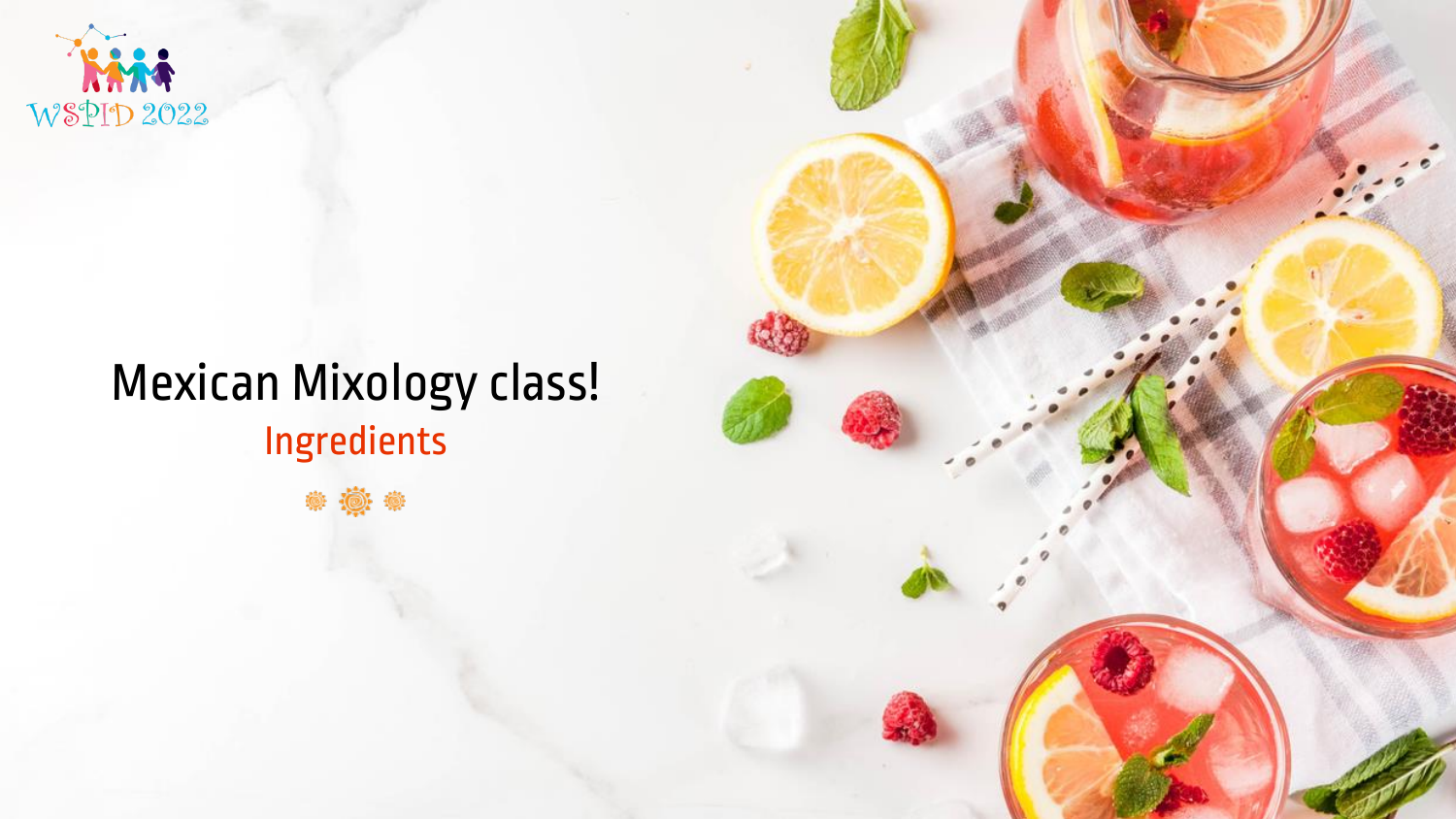# Mexican Mixology class!

## Ingredients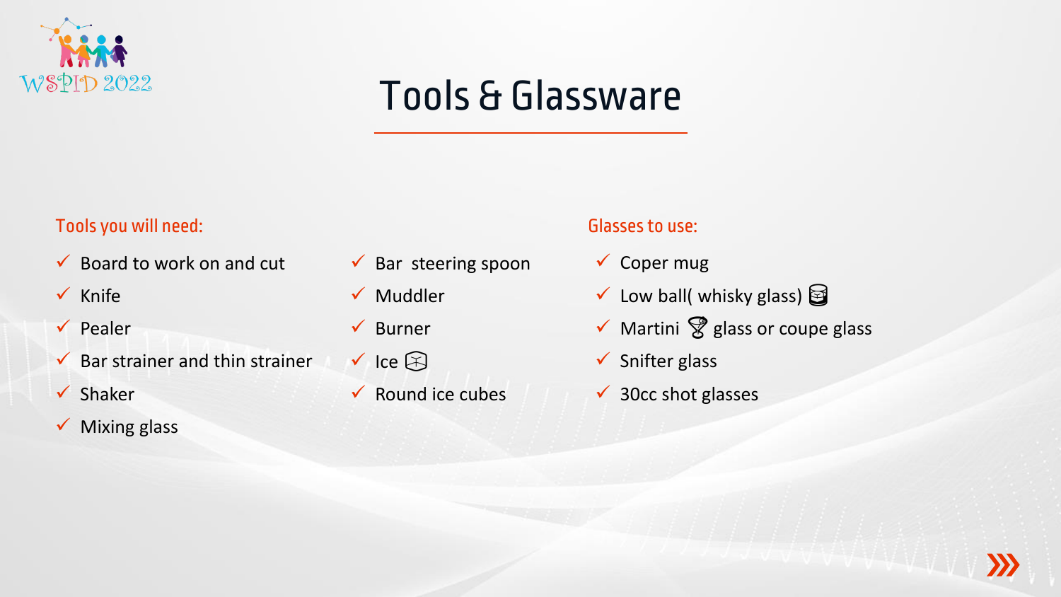# Tools & Glassware

Tools you will need:

- ✓ Board to work on and cut
- ✓ Knife
- ✓ Pealer
- ✓ Bar strainer and thin strainer
- ✓ Shaker
- ✓ Mixing glass
- ✓ Bar steering spoon
- ✓ Muddler
- ✓ Burner
- ✓ Ice
- ✓ Round ice cubes

Glasses to use:

- ✓ Coper mug
- ✓ Low ball( whisky glass)
- ✓ Martini glass or coupe glass
- ✓ Snifter glass
- ✓ 30cc shot glasses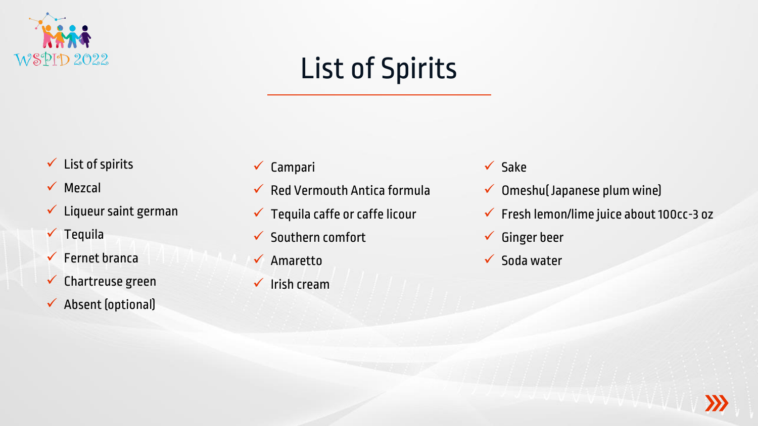# List of Spirits

- List of spirits
- Mezcal
- Liqueur saint german
- Tequila
- Fernet branca
- Chartreuse green
- Absent (optional)
- Campari
- Red Vermouth Antica formula
- Tequila caffe or caffe licour
- Southern comfort
- Amaretto
- Irish cream
- Sake
- Omeshu( Japanese plum wine)
- Fresh lemon/lime juice about 100cc-3 oz
- Ginger beer
- Soda water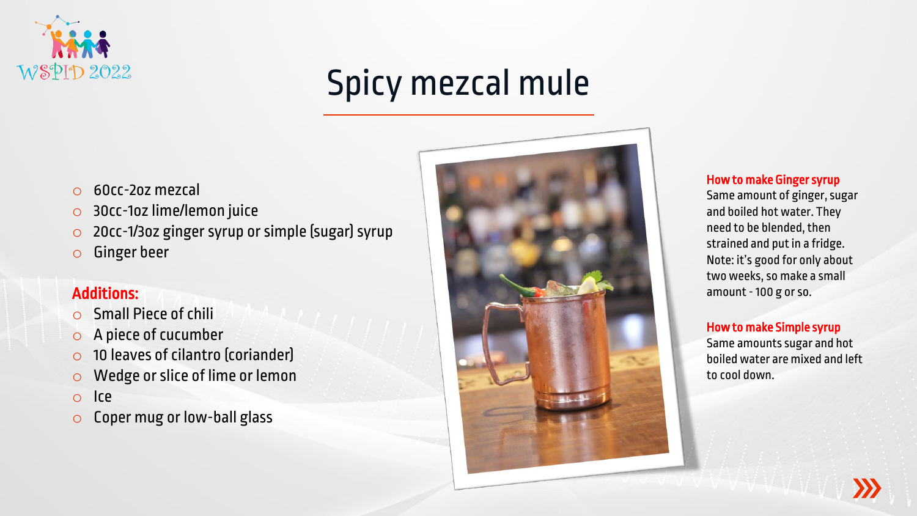# Spicy mezcal mule

- 60cc-2oz mezcal
- 30cc-1oz lime/lemon juice
- 20cc-1/3oz ginger syrup or simple (sugar) syrup
- Ginger beer

**Additions:**

- Small Piece of chili
- A piece of cucumber
- 10 leaves of cilantro (coriander)
- Wedge or slice of lime or lemon
- Ice
- Coper mug or low-ball glass

**How to make Ginger syrup**

Same amount of ginger, sugar and boiled hot water. They need to be blended, then strained and put in a fridge. Note: it's good for only about two weeks, so make a small amount - 100 g or so.

**How to make Simple syrup**

Same amounts sugar and hot boiled water are mixed and left to cool down.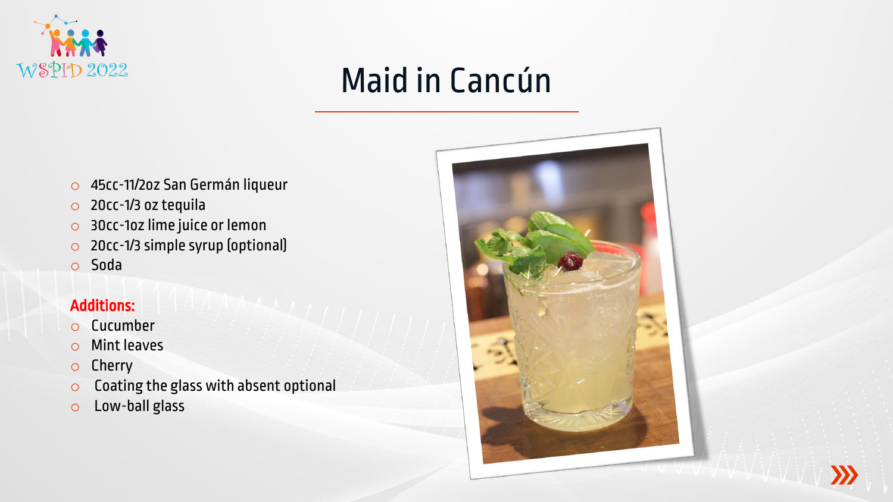# Maid in Cancún

- 45cc-11/2oz San Germán liqueur
- 20cc-1/3 oz tequila
- 30cc-1oz lime juice or lemon
- 20cc-1/3 simple syrup (optional)
- Soda

**Additions:**

- Cucumber
- Mint leaves
- Cherry
- Coating the glass with absent optional
- Low-ball glass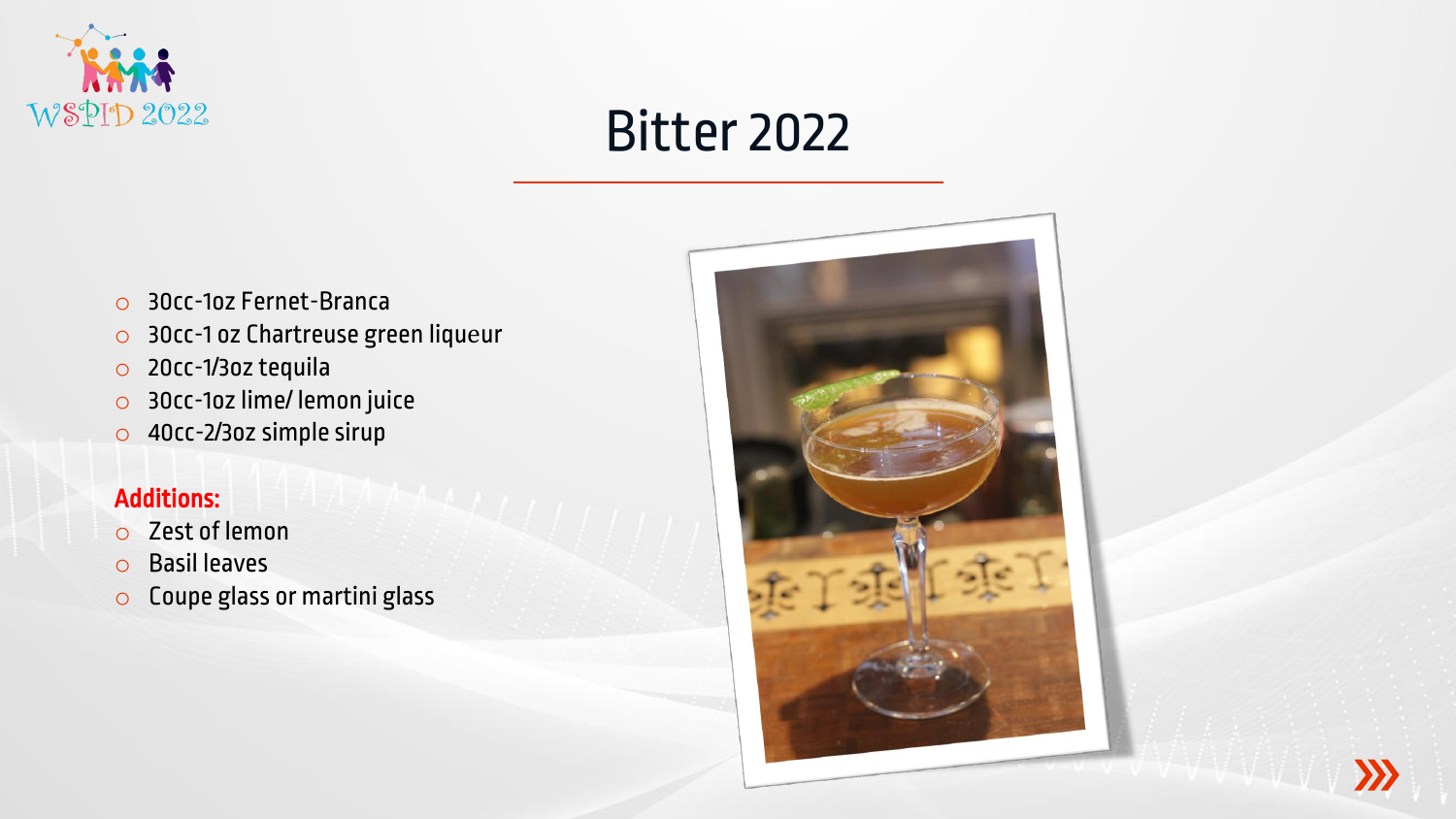# Bitter 2022

- 30cc-1oz Fernet-Branca
- 30cc-1 oz Chartreuse green liqueur
- 20cc-1/3oz tequila
- 30cc-1oz lime/ lemon juice
- 40cc-2/3oz simple sirup

**Additions:**

- Zest of lemon
- Basil leaves
- Coupe glass or martini glass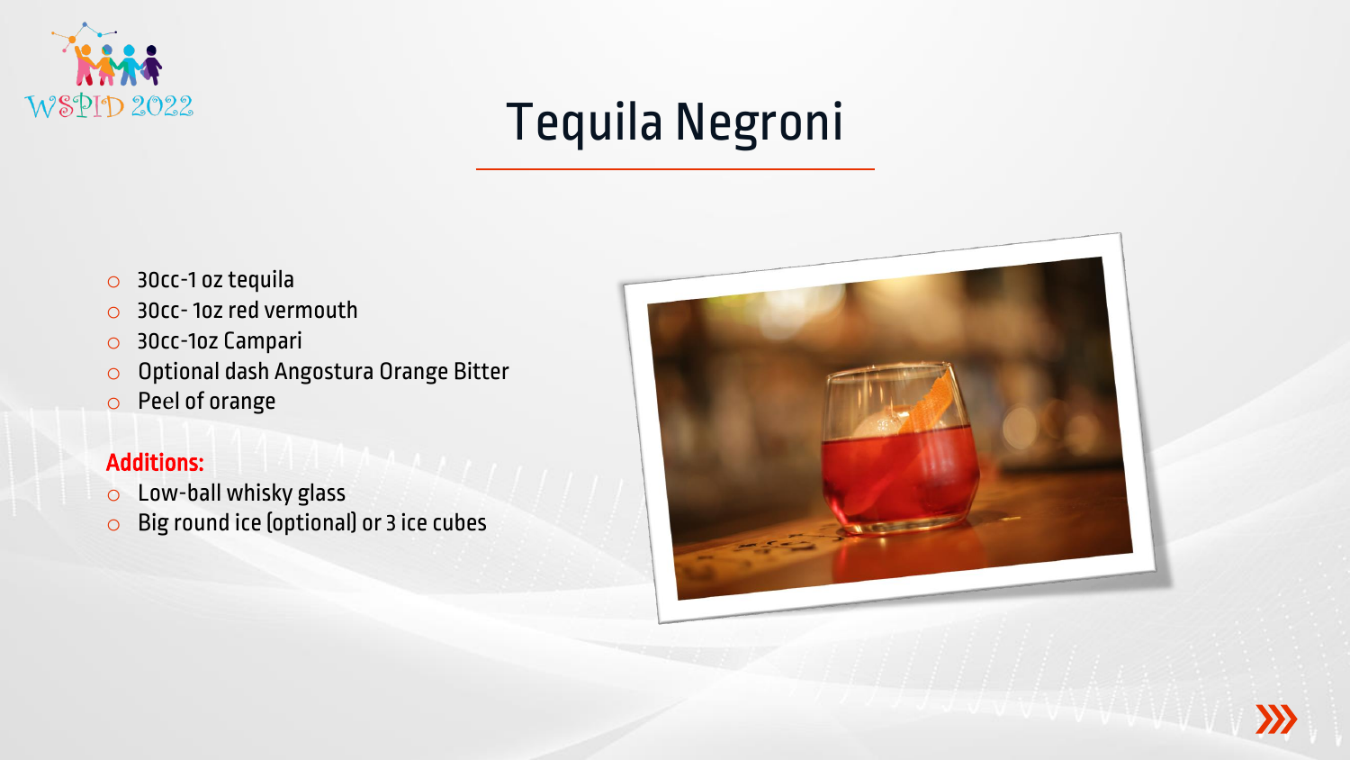# Tequila Negroni

- 30cc-1 oz tequila
- 30cc- 1oz red vermouth
- 30cc-1oz Campari
- Optional dash Angostura Orange Bitter
- Peel of orange

**Additions:**

- Low-ball whisky glass
- Big round ice (optional) or 3 ice cubes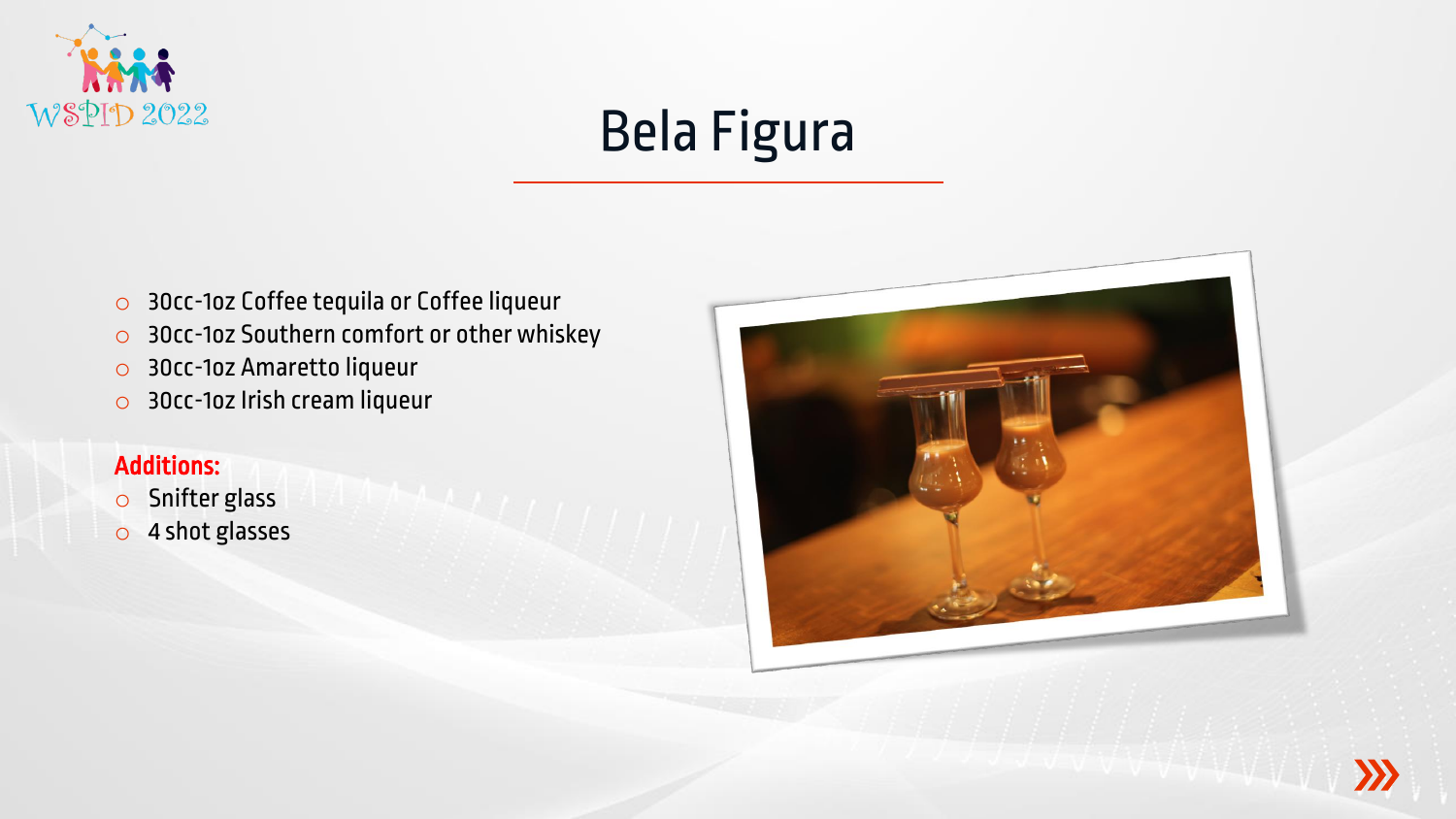# Bela Figura

- 30cc-1oz Coffee tequila or Coffee liqueur
- 30cc-1oz Southern comfort or other whiskey
- 30cc-1oz Amaretto liqueur
- 30cc-1oz Irish cream liqueur

**Additions:**

- Snifter glass
- 4 shot glasses